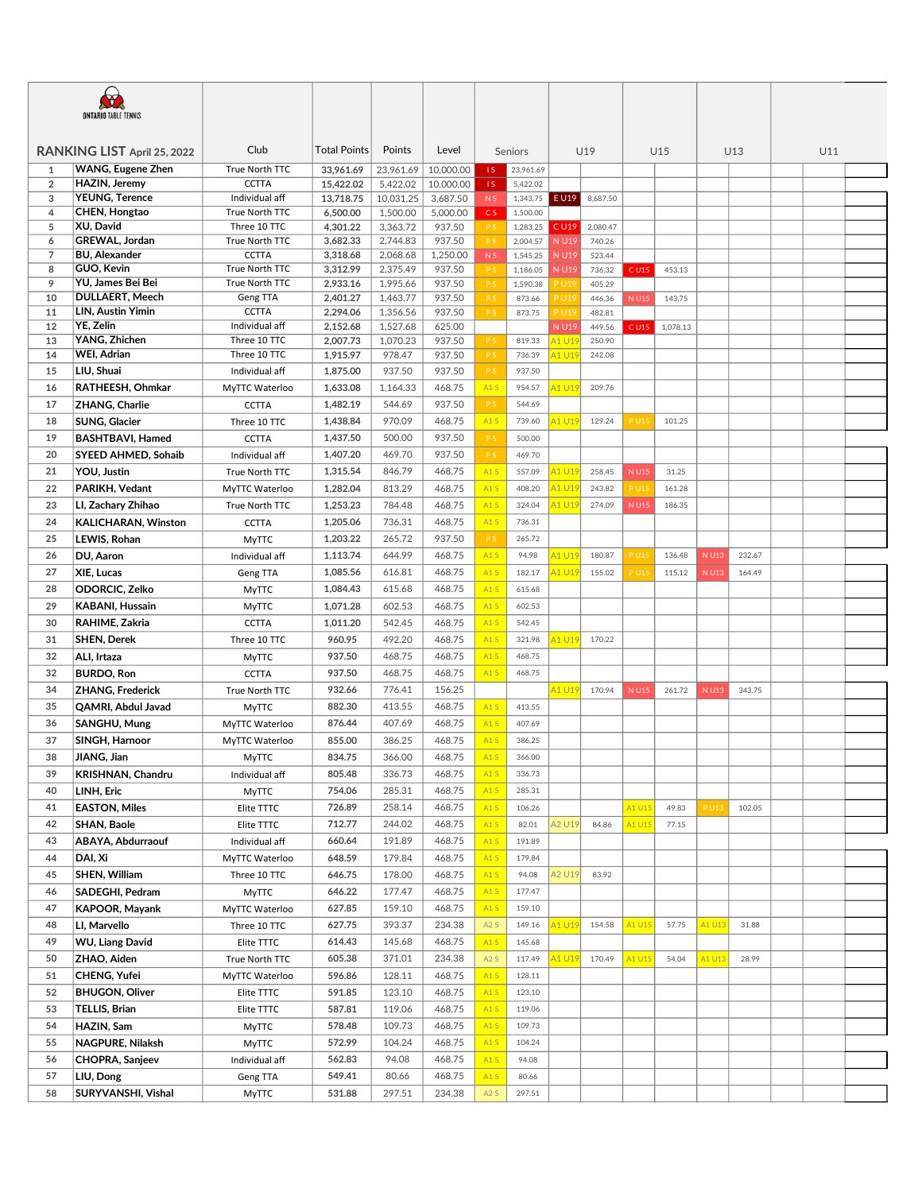ONTARIO TABLE TENNIS

| RANKING LIST April 25, 2022 | | Club | Total Points | Points | Level | Seniors | | U19 | | U15 | | U13 | | U11 | |
|---|---|---|---|---|---|---|---|---|---|---|---|---|---|---|---|
| 1 | WANG, Eugene Zhen | True North TTC | 33,961.69 | 23,961.69 | 10,000.00 | I S | 23,961.69 | | | | | | | | |
| 2 | HAZIN, Jeremy | CCTTA | 15,422.02 | 5,422.02 | 10,000.00 | I S | 5,422.02 | | | | | | | | |
| 3 | YEUNG, Terence | Individual aff | 13,718.75 | 10,031.25 | 3,687.50 | N S | 1,343.75 | E U19 | 8,687.50 | | | | | | |
| 4 | CHEN, Hongtao | True North TTC | 6,500.00 | 1,500.00 | 5,000.00 | C S | 1,500.00 | | | | | | | | |
| 5 | XU, David | Three 10 TTC | 4,301.22 | 3,363.72 | 937.50 | P S | 1,283.25 | C U19 | 2,080.47 | | | | | | |
| 6 | GREWAL, Jordan | True North TTC | 3,682.33 | 2,744.83 | 937.50 | P S | 2,004.57 | N U19 | 740.26 | | | | | | |
| 7 | BU, Alexander | CCTTA | 3,318.68 | 2,068.68 | 1,250.00 | N S | 1,545.25 | N U19 | 523.44 | | | | | | |
| 8 | GUO, Kevin | True North TTC | 3,312.99 | 2,375.49 | 937.50 | P S | 1,186.05 | N U19 | 736.32 | C U15 | 453.13 | | | | |
| 9 | YU, James Bei Bei | True North TTC | 2,933.16 | 1,995.66 | 937.50 | P S | 1,590.38 | P U19 | 405.29 | | | | | | |
| 10 | DULLAERT, Meech | Geng TTA | 2,401.27 | 1,463.77 | 937.50 | P S | 873.66 | P U19 | 446.36 | N U15 | 143.75 | | | | |
| 11 | LIN, Austin Yimin | CCTTA | 2,294.06 | 1,356.56 | 937.50 | P S | 873.75 | P U19 | 482.81 | | | | | | |
| 12 | YE, Zelin | Individual aff | 2,152.68 | 1,527.68 | 625.00 | | | N U19 | 449.56 | C U15 | 1,078.13 | | | | |
| 13 | YANG, Zhichen | Three 10 TTC | 2,007.73 | 1,070.23 | 937.50 | P S | 819.33 | A1 U19 | 250.90 | | | | | | |
| 14 | WEI, Adrian | Three 10 TTC | 1,915.97 | 978.47 | 937.50 | P S | 736.39 | A1 U19 | 242.08 | | | | | | |
| 15 | LIU, Shuai | Individual aff | 1,875.00 | 937.50 | 937.50 | P S | 937.50 | | | | | | | | |
| 16 | RATHEESH, Ohmkar | MyTTC Waterloo | 1,633.08 | 1,164.33 | 468.75 | A1 S | 954.57 | A1 U19 | 209.76 | | | | | | |
| 17 | ZHANG, Charlie | CCTTA | 1,482.19 | 544.69 | 937.50 | P S | 544.69 | | | | | | | | |
| 18 | SUNG, Glacier | Three 10 TTC | 1,438.84 | 970.09 | 468.75 | A1 S | 739.60 | A1 U19 | 129.24 | P U15 | 101.25 | | | | |
| 19 | BASHTBAVI, Hamed | CCTTA | 1,437.50 | 500.00 | 937.50 | P S | 500.00 | | | | | | | | |
| 20 | SYEED AHMED, Sohaib | Individual aff | 1,407.20 | 469.70 | 937.50 | P S | 469.70 | | | | | | | | |
| 21 | YOU, Justin | True North TTC | 1,315.54 | 846.79 | 468.75 | A1 S | 557.09 | A1 U19 | 258.45 | N U15 | 31.25 | | | | |
| 22 | PARIKH, Vedant | MyTTC Waterloo | 1,282.04 | 813.29 | 468.75 | A1 S | 408.20 | A1 U19 | 243.82 | P U15 | 161.28 | | | | |
| 23 | LI, Zachary Zhihao | True North TTC | 1,253.23 | 784.48 | 468.75 | A1 S | 324.04 | A1 U19 | 274.09 | N U15 | 186.35 | | | | |
| 24 | KALICHARAN, Winston | CCTTA | 1,205.06 | 736.31 | 468.75 | A1 S | 736.31 | | | | | | | | |
| 25 | LEWIS, Rohan | MyTTC | 1,203.22 | 265.72 | 937.50 | P S | 265.72 | | | | | | | | |
| 26 | DU, Aaron | Individual aff | 1,113.74 | 644.99 | 468.75 | A1 S | 94.98 | A1 U19 | 180.87 | P U15 | 136.48 | N U13 | 232.67 | | |
| 27 | XIE, Lucas | Geng TTA | 1,085.56 | 616.81 | 468.75 | A1 S | 182.17 | A1 U19 | 155.02 | P U15 | 115.12 | N U13 | 164.49 | | |
| 28 | ODORCIC, Zelko | MyTTC | 1,084.43 | 615.68 | 468.75 | A1 S | 615.68 | | | | | | | | |
| 29 | KABANI, Hussain | MyTTC | 1,071.28 | 602.53 | 468.75 | A1 S | 602.53 | | | | | | | | |
| 30 | RAHIME, Zakria | CCTTA | 1,011.20 | 542.45 | 468.75 | A1 S | 542.45 | | | | | | | | |
| 31 | SHEN, Derek | Three 10 TTC | 960.95 | 492.20 | 468.75 | A1 S | 321.98 | A1 U19 | 170.22 | | | | | | |
| 32 | ALI, Irtaza | MyTTC | 937.50 | 468.75 | 468.75 | A1 S | 468.75 | | | | | | | | |
| 32 | BURDO, Ron | CCTTA | 937.50 | 468.75 | 468.75 | A1 S | 468.75 | | | | | | | | |
| 34 | ZHANG, Frederick | True North TTC | 932.66 | 776.41 | 156.25 | | | A1 U19 | 170.94 | N U15 | 261.72 | N U13 | 343.75 | | |
| 35 | QAMRI, Abdul Javad | MyTTC | 882.30 | 413.55 | 468.75 | A1 S | 413.55 | | | | | | | | |
| 36 | SANGHU, Mung | MyTTC Waterloo | 876.44 | 407.69 | 468.75 | A1 S | 407.69 | | | | | | | | |
| 37 | SINGH, Harnoor | MyTTC Waterloo | 855.00 | 386.25 | 468.75 | A1 S | 386.25 | | | | | | | | |
| 38 | JIANG, Jian | MyTTC | 834.75 | 366.00 | 468.75 | A1 S | 366.00 | | | | | | | | |
| 39 | KRISHNAN, Chandru | Individual aff | 805.48 | 336.73 | 468.75 | A1 S | 336.73 | | | | | | | | |
| 40 | LINH, Eric | MyTTC | 754.06 | 285.31 | 468.75 | A1 S | 285.31 | | | | | | | | |
| 41 | EASTON, Miles | Elite TTTC | 726.89 | 258.14 | 468.75 | A1 S | 106.26 | | | A1 U15 | 49.83 | P U13 | 102.05 | | |
| 42 | SHAN, Baole | Elite TTTC | 712.77 | 244.02 | 468.75 | A1 S | 82.01 | A2 U19 | 84.86 | A1 U15 | 77.15 | | | | |
| 43 | ABAYA, Abdurraouf | Individual aff | 660.64 | 191.89 | 468.75 | A1 S | 191.89 | | | | | | | | |
| 44 | DAI, Xi | MyTTC Waterloo | 648.59 | 179.84 | 468.75 | A1 S | 179.84 | | | | | | | | |
| 45 | SHEN, William | Three 10 TTC | 646.75 | 178.00 | 468.75 | A1 S | 94.08 | A2 U19 | 83.92 | | | | | | |
| 46 | SADEGHI, Pedram | MyTTC | 646.22 | 177.47 | 468.75 | A1 S | 177.47 | | | | | | | | |
| 47 | KAPOOR, Mayank | MyTTC Waterloo | 627.85 | 159.10 | 468.75 | A1 S | 159.10 | | | | | | | | |
| 48 | LI, Marvello | Three 10 TTC | 627.75 | 393.37 | 234.38 | A2 S | 149.16 | A1 U19 | 154.58 | A1 U15 | 57.75 | A1 U13 | 31.88 | | |
| 49 | WU, Liang David | Elite TTTC | 614.43 | 145.68 | 468.75 | A1 S | 145.68 | | | | | | | | |
| 50 | ZHAO, Aiden | True North TTC | 605.38 | 371.01 | 234.38 | A2 S | 117.49 | A1 U19 | 170.49 | A1 U15 | 54.04 | A1 U13 | 28.99 | | |
| 51 | CHENG, Yufei | MyTTC Waterloo | 596.86 | 128.11 | 468.75 | A1 S | 128.11 | | | | | | | | |
| 52 | BHUGON, Oliver | Elite TTTC | 591.85 | 123.10 | 468.75 | A1 S | 123.10 | | | | | | | | |
| 53 | TELLIS, Brian | Elite TTTC | 587.81 | 119.06 | 468.75 | A1 S | 119.06 | | | | | | | | |
| 54 | HAZIN, Sam | MyTTC | 578.48 | 109.73 | 468.75 | A1 S | 109.73 | | | | | | | | |
| 55 | NAGPURE, Nilaksh | MyTTC | 572.99 | 104.24 | 468.75 | A1 S | 104.24 | | | | | | | | |
| 56 | CHOPRA, Sanjeev | Individual aff | 562.83 | 94.08 | 468.75 | A1 S | 94.08 | | | | | | | | |
| 57 | LIU, Dong | Geng TTA | 549.41 | 80.66 | 468.75 | A1 S | 80.66 | | | | | | | | |
| 58 | SURYVANSHI, Vishal | MyTTC | 531.88 | 297.51 | 234.38 | A2 S | 297.51 | | | | | | | | |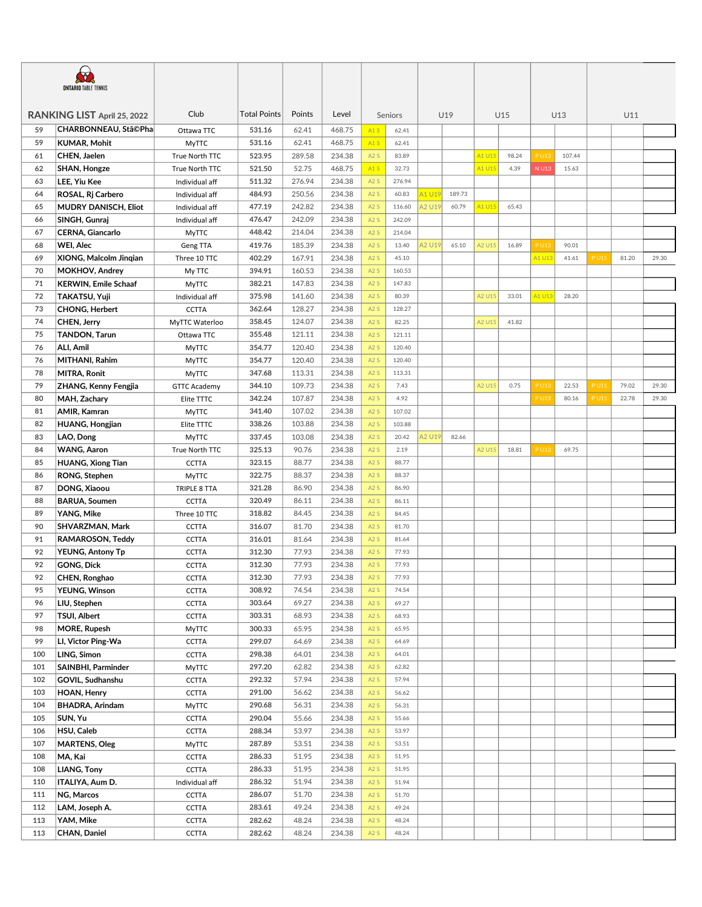ONTARIO TABLE TENNIS

| RANKING LIST April 25, 2022 | | Club | Total Points | Points | Level | Seniors | | U19 | | U15 | | U13 | | U11 | |
|---|---|---|---|---|---|---|---|---|---|---|---|---|---|---|---|
| 59 | CHARBONNEAU, StÃ©Pha | Ottawa TTC | 531.16 | 62.41 | 468.75 | A1 S | 62.41 | | | | | | | | |
| 59 | KUMAR, Mohit | MyTTC | 531.16 | 62.41 | 468.75 | A1 S | 62.41 | | | | | | | | |
| 61 | CHEN, Jaelen | True North TTC | 523.95 | 289.58 | 234.38 | A2 S | 83.89 | | | A1 U15 | 98.24 | P U13 | 107.44 | | |
| 62 | SHAN, Hongze | True North TTC | 521.50 | 52.75 | 468.75 | A1 S | 32.73 | | | A1 U15 | 4.39 | N U13 | 15.63 | | |
| 63 | LEE, Yiu Kee | Individual aff | 511.32 | 276.94 | 234.38 | A2 S | 276.94 | | | | | | | | |
| 64 | ROSAL, Rj Carbero | Individual aff | 484.93 | 250.56 | 234.38 | A2 S | 60.83 | A1 U19 | 189.73 | | | | | | |
| 65 | MUDRY DANISCH, Eliot | Individual aff | 477.19 | 242.82 | 234.38 | A2 S | 116.60 | A2 U19 | 60.79 | A1 U15 | 65.43 | | | | |
| 66 | SINGH, Gunraj | Individual aff | 476.47 | 242.09 | 234.38 | A2 S | 242.09 | | | | | | | | |
| 67 | CERNA, Giancarlo | MyTTC | 448.42 | 214.04 | 234.38 | A2 S | 214.04 | | | | | | | | |
| 68 | WEI, Alec | Geng TTA | 419.76 | 185.39 | 234.38 | A2 S | 13.40 | A2 U19 | 65.10 | A2 U15 | 16.89 | P U13 | 90.01 | | |
| 69 | XIONG, Malcolm Jinqian | Three 10 TTC | 402.29 | 167.91 | 234.38 | A2 S | 45.10 | | | | | A1 U13 | 41.61 | P U11 | 81.20 | 29.30 |
| 70 | MOKHOV, Andrey | My TTC | 394.91 | 160.53 | 234.38 | A2 S | 160.53 | | | | | | | | |
| 71 | KERWIN, Emile Schaaf | MyTTC | 382.21 | 147.83 | 234.38 | A2 S | 147.83 | | | | | | | | |
| 72 | TAKATSU, Yuji | Individual aff | 375.98 | 141.60 | 234.38 | A2 S | 80.39 | | | A2 U15 | 33.01 | A1 U13 | 28.20 | | |
| 73 | CHONG, Herbert | CCTTA | 362.64 | 128.27 | 234.38 | A2 S | 128.27 | | | | | | | | |
| 74 | CHEN, Jerry | MyTTC Waterloo | 358.45 | 124.07 | 234.38 | A2 S | 82.25 | | | A2 U15 | 41.82 | | | | |
| 75 | TANDON, Tarun | Ottawa TTC | 355.48 | 121.11 | 234.38 | A2 S | 121.11 | | | | | | | | |
| 76 | ALI, Amil | MyTTC | 354.77 | 120.40 | 234.38 | A2 S | 120.40 | | | | | | | | |
| 76 | MITHANI, Rahim | MyTTC | 354.77 | 120.40 | 234.38 | A2 S | 120.40 | | | | | | | | |
| 78 | MITRA, Ronit | MyTTC | 347.68 | 113.31 | 234.38 | A2 S | 113.31 | | | | | | | | |
| 79 | ZHANG, Kenny Fengjia | GTTC Academy | 344.10 | 109.73 | 234.38 | A2 S | 7.43 | | | A2 U15 | 0.75 | P U13 | 22.53 | P U11 | 79.02 | 29.30 |
| 80 | MAH, Zachary | Elite TTTC | 342.24 | 107.87 | 234.38 | A2 S | 4.92 | | | | | P U13 | 80.16 | P U11 | 22.78 | 29.30 |
| 81 | AMIR, Kamran | MyTTC | 341.40 | 107.02 | 234.38 | A2 S | 107.02 | | | | | | | | |
| 82 | HUANG, Hongjian | Elite TTTC | 338.26 | 103.88 | 234.38 | A2 S | 103.88 | | | | | | | | |
| 83 | LAO, Dong | MyTTC | 337.45 | 103.08 | 234.38 | A2 S | 20.42 | A2 U19 | 82.66 | | | | | | |
| 84 | WANG, Aaron | True North TTC | 325.13 | 90.76 | 234.38 | A2 S | 2.19 | | | A2 U15 | 18.81 | P U13 | 69.75 | | |
| 85 | HUANG, Xiong Tian | CCTTA | 323.15 | 88.77 | 234.38 | A2 S | 88.77 | | | | | | | | |
| 86 | RONG, Stephen | MyTTC | 322.75 | 88.37 | 234.38 | A2 S | 88.37 | | | | | | | | |
| 87 | DONG, Xiaoou | TRIPLE 8 TTA | 321.28 | 86.90 | 234.38 | A2 S | 86.90 | | | | | | | | |
| 88 | BARUA, Soumen | CCTTA | 320.49 | 86.11 | 234.38 | A2 S | 86.11 | | | | | | | | |
| 89 | YANG, Mike | Three 10 TTC | 318.82 | 84.45 | 234.38 | A2 S | 84.45 | | | | | | | | |
| 90 | SHVARZMAN, Mark | CCTTA | 316.07 | 81.70 | 234.38 | A2 S | 81.70 | | | | | | | | |
| 91 | RAMAROSON, Teddy | CCTTA | 316.01 | 81.64 | 234.38 | A2 S | 81.64 | | | | | | | | |
| 92 | YEUNG, Antony Tp | CCTTA | 312.30 | 77.93 | 234.38 | A2 S | 77.93 | | | | | | | | |
| 92 | GONG, Dick | CCTTA | 312.30 | 77.93 | 234.38 | A2 S | 77.93 | | | | | | | | |
| 92 | CHEN, Ronghao | CCTTA | 312.30 | 77.93 | 234.38 | A2 S | 77.93 | | | | | | | | |
| 95 | YEUNG, Winson | CCTTA | 308.92 | 74.54 | 234.38 | A2 S | 74.54 | | | | | | | | |
| 96 | LIU, Stephen | CCTTA | 303.64 | 69.27 | 234.38 | A2 S | 69.27 | | | | | | | | |
| 97 | TSUI, Albert | CCTTA | 303.31 | 68.93 | 234.38 | A2 S | 68.93 | | | | | | | | |
| 98 | MORE, Rupesh | MyTTC | 300.33 | 65.95 | 234.38 | A2 S | 65.95 | | | | | | | | |
| 99 | LI, Victor Ping-Wa | CCTTA | 299.07 | 64.69 | 234.38 | A2 S | 64.69 | | | | | | | | |
| 100 | LING, Simon | CCTTA | 298.38 | 64.01 | 234.38 | A2 S | 64.01 | | | | | | | | |
| 101 | SAINBHI, Parminder | MyTTC | 297.20 | 62.82 | 234.38 | A2 S | 62.82 | | | | | | | | |
| 102 | GOVIL, Sudhanshu | CCTTA | 292.32 | 57.94 | 234.38 | A2 S | 57.94 | | | | | | | | |
| 103 | HOAN, Henry | CCTTA | 291.00 | 56.62 | 234.38 | A2 S | 56.62 | | | | | | | | |
| 104 | BHADRA, Arindam | MyTTC | 290.68 | 56.31 | 234.38 | A2 S | 56.31 | | | | | | | | |
| 105 | SUN, Yu | CCTTA | 290.04 | 55.66 | 234.38 | A2 S | 55.66 | | | | | | | | |
| 106 | HSU, Caleb | CCTTA | 288.34 | 53.97 | 234.38 | A2 S | 53.97 | | | | | | | | |
| 107 | MARTENS, Oleg | MyTTC | 287.89 | 53.51 | 234.38 | A2 S | 53.51 | | | | | | | | |
| 108 | MA, Kai | CCTTA | 286.33 | 51.95 | 234.38 | A2 S | 51.95 | | | | | | | | |
| 108 | LIANG, Tony | CCTTA | 286.33 | 51.95 | 234.38 | A2 S | 51.95 | | | | | | | | |
| 110 | ITALIYA, Aum D. | Individual aff | 286.32 | 51.94 | 234.38 | A2 S | 51.94 | | | | | | | | |
| 111 | NG, Marcos | CCTTA | 286.07 | 51.70 | 234.38 | A2 S | 51.70 | | | | | | | | |
| 112 | LAM, Joseph A. | CCTTA | 283.61 | 49.24 | 234.38 | A2 S | 49.24 | | | | | | | | |
| 113 | YAM, Mike | CCTTA | 282.62 | 48.24 | 234.38 | A2 S | 48.24 | | | | | | | | |
| 113 | CHAN, Daniel | CCTTA | 282.62 | 48.24 | 234.38 | A2 S | 48.24 | | | | | | | | |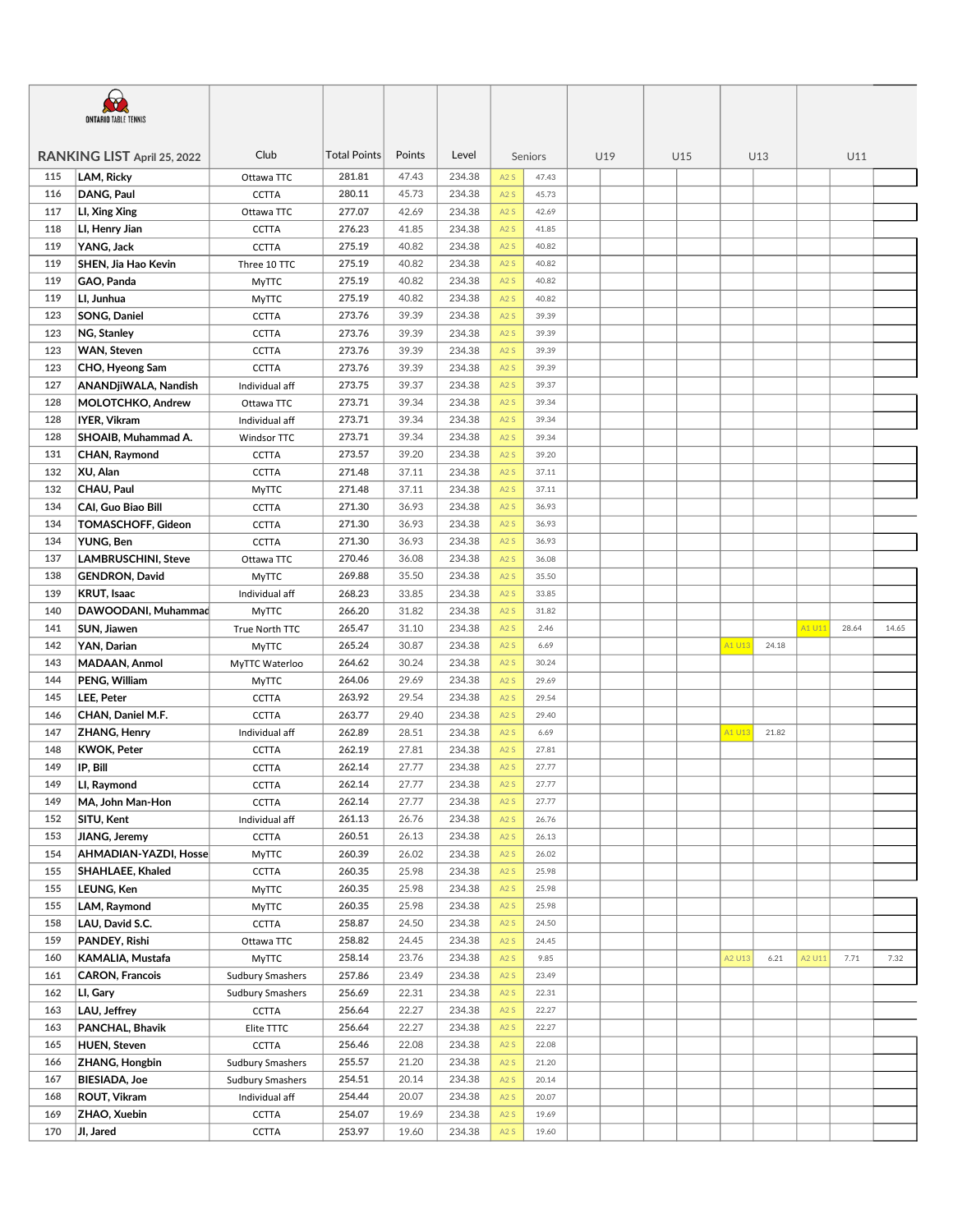ONTARIO TABLE TENNIS

## RANKING LIST April 25, 2022

| | | Club | Total Points | Points | Level | Seniors | | U19 | | U15 | | U13 | | U11 | | |
|---|---|---|---|---|---|---|---|---|---|---|---|---|---|---|---|---|
| 115 | LAM, Ricky | Ottawa TTC | 281.81 | 47.43 | 234.38 | A2 S | 47.43 | | | | | | | | | |
| 116 | DANG, Paul | CCTTA | 280.11 | 45.73 | 234.38 | A2 S | 45.73 | | | | | | | | | |
| 117 | LI, Xing Xing | Ottawa TTC | 277.07 | 42.69 | 234.38 | A2 S | 42.69 | | | | | | | | | |
| 118 | LI, Henry Jian | CCTTA | 276.23 | 41.85 | 234.38 | A2 S | 41.85 | | | | | | | | | |
| 119 | YANG, Jack | CCTTA | 275.19 | 40.82 | 234.38 | A2 S | 40.82 | | | | | | | | | |
| 119 | SHEN, Jia Hao Kevin | Three 10 TTC | 275.19 | 40.82 | 234.38 | A2 S | 40.82 | | | | | | | | | |
| 119 | GAO, Panda | MyTTC | 275.19 | 40.82 | 234.38 | A2 S | 40.82 | | | | | | | | | |
| 119 | LI, Junhua | MyTTC | 275.19 | 40.82 | 234.38 | A2 S | 40.82 | | | | | | | | | |
| 123 | SONG, Daniel | CCTTA | 273.76 | 39.39 | 234.38 | A2 S | 39.39 | | | | | | | | | |
| 123 | NG, Stanley | CCTTA | 273.76 | 39.39 | 234.38 | A2 S | 39.39 | | | | | | | | | |
| 123 | WAN, Steven | CCTTA | 273.76 | 39.39 | 234.38 | A2 S | 39.39 | | | | | | | | | |
| 123 | CHO, Hyeong Sam | CCTTA | 273.76 | 39.39 | 234.38 | A2 S | 39.39 | | | | | | | | | |
| 127 | ANANDjiWALA, Nandish | Individual aff | 273.75 | 39.37 | 234.38 | A2 S | 39.37 | | | | | | | | | |
| 128 | MOLOTCHKO, Andrew | Ottawa TTC | 273.71 | 39.34 | 234.38 | A2 S | 39.34 | | | | | | | | | |
| 128 | IYER, Vikram | Individual aff | 273.71 | 39.34 | 234.38 | A2 S | 39.34 | | | | | | | | | |
| 128 | SHOAIB, Muhammad A. | Windsor TTC | 273.71 | 39.34 | 234.38 | A2 S | 39.34 | | | | | | | | | |
| 131 | CHAN, Raymond | CCTTA | 273.57 | 39.20 | 234.38 | A2 S | 39.20 | | | | | | | | | |
| 132 | XU, Alan | CCTTA | 271.48 | 37.11 | 234.38 | A2 S | 37.11 | | | | | | | | | |
| 132 | CHAU, Paul | MyTTC | 271.48 | 37.11 | 234.38 | A2 S | 37.11 | | | | | | | | | |
| 134 | CAI, Guo Biao Bill | CCTTA | 271.30 | 36.93 | 234.38 | A2 S | 36.93 | | | | | | | | | |
| 134 | TOMASCHOFF, Gideon | CCTTA | 271.30 | 36.93 | 234.38 | A2 S | 36.93 | | | | | | | | | |
| 134 | YUNG, Ben | CCTTA | 271.30 | 36.93 | 234.38 | A2 S | 36.93 | | | | | | | | | |
| 137 | LAMBRUSCHINI, Steve | Ottawa TTC | 270.46 | 36.08 | 234.38 | A2 S | 36.08 | | | | | | | | | |
| 138 | GENDRON, David | MyTTC | 269.88 | 35.50 | 234.38 | A2 S | 35.50 | | | | | | | | | |
| 139 | KRUT, Isaac | Individual aff | 268.23 | 33.85 | 234.38 | A2 S | 33.85 | | | | | | | | | |
| 140 | DAWOODANI, Muhammad | MyTTC | 266.20 | 31.82 | 234.38 | A2 S | 31.82 | | | | | | | | | |
| 141 | SUN, Jiawen | True North TTC | 265.47 | 31.10 | 234.38 | A2 S | 2.46 | | | | | | | A1 U11 | 28.64 | 14.65 |
| 142 | YAN, Darian | MyTTC | 265.24 | 30.87 | 234.38 | A2 S | 6.69 | | | | | A1 U13 | 24.18 | | | |
| 143 | MADAAN, Anmol | MyTTC Waterloo | 264.62 | 30.24 | 234.38 | A2 S | 30.24 | | | | | | | | | |
| 144 | PENG, William | MyTTC | 264.06 | 29.69 | 234.38 | A2 S | 29.69 | | | | | | | | | |
| 145 | LEE, Peter | CCTTA | 263.92 | 29.54 | 234.38 | A2 S | 29.54 | | | | | | | | | |
| 146 | CHAN, Daniel M.F. | CCTTA | 263.77 | 29.40 | 234.38 | A2 S | 29.40 | | | | | | | | | |
| 147 | ZHANG, Henry | Individual aff | 262.89 | 28.51 | 234.38 | A2 S | 6.69 | | | | | A1 U13 | 21.82 | | | |
| 148 | KWOK, Peter | CCTTA | 262.19 | 27.81 | 234.38 | A2 S | 27.81 | | | | | | | | | |
| 149 | IP, Bill | CCTTA | 262.14 | 27.77 | 234.38 | A2 S | 27.77 | | | | | | | | | |
| 149 | LI, Raymond | CCTTA | 262.14 | 27.77 | 234.38 | A2 S | 27.77 | | | | | | | | | |
| 149 | MA, John Man-Hon | CCTTA | 262.14 | 27.77 | 234.38 | A2 S | 27.77 | | | | | | | | | |
| 152 | SITU, Kent | Individual aff | 261.13 | 26.76 | 234.38 | A2 S | 26.76 | | | | | | | | | |
| 153 | JIANG, Jeremy | CCTTA | 260.51 | 26.13 | 234.38 | A2 S | 26.13 | | | | | | | | | |
| 154 | AHMADIAN-YAZDI, Hosse | MyTTC | 260.39 | 26.02 | 234.38 | A2 S | 26.02 | | | | | | | | | |
| 155 | SHAHLAEE, Khaled | CCTTA | 260.35 | 25.98 | 234.38 | A2 S | 25.98 | | | | | | | | | |
| 155 | LEUNG, Ken | MyTTC | 260.35 | 25.98 | 234.38 | A2 S | 25.98 | | | | | | | | | |
| 155 | LAM, Raymond | MyTTC | 260.35 | 25.98 | 234.38 | A2 S | 25.98 | | | | | | | | | |
| 158 | LAU, David S.C. | CCTTA | 258.87 | 24.50 | 234.38 | A2 S | 24.50 | | | | | | | | | |
| 159 | PANDEY, Rishi | Ottawa TTC | 258.82 | 24.45 | 234.38 | A2 S | 24.45 | | | | | | | | | |
| 160 | KAMALIA, Mustafa | MyTTC | 258.14 | 23.76 | 234.38 | A2 S | 9.85 | | | | | A2 U13 | 6.21 | A2 U11 | 7.71 | 7.32 |
| 161 | CARON, Francois | Sudbury Smashers | 257.86 | 23.49 | 234.38 | A2 S | 23.49 | | | | | | | | | |
| 162 | LI, Gary | Sudbury Smashers | 256.69 | 22.31 | 234.38 | A2 S | 22.31 | | | | | | | | | |
| 163 | LAU, Jeffrey | CCTTA | 256.64 | 22.27 | 234.38 | A2 S | 22.27 | | | | | | | | | |
| 163 | PANCHAL, Bhavik | Elite TTTC | 256.64 | 22.27 | 234.38 | A2 S | 22.27 | | | | | | | | | |
| 165 | HUEN, Steven | CCTTA | 256.46 | 22.08 | 234.38 | A2 S | 22.08 | | | | | | | | | |
| 166 | ZHANG, Hongbin | Sudbury Smashers | 255.57 | 21.20 | 234.38 | A2 S | 21.20 | | | | | | | | | |
| 167 | BIESIADA, Joe | Sudbury Smashers | 254.51 | 20.14 | 234.38 | A2 S | 20.14 | | | | | | | | | |
| 168 | ROUT, Vikram | Individual aff | 254.44 | 20.07 | 234.38 | A2 S | 20.07 | | | | | | | | | |
| 169 | ZHAO, Xuebin | CCTTA | 254.07 | 19.69 | 234.38 | A2 S | 19.69 | | | | | | | | | |
| 170 | JI, Jared | CCTTA | 253.97 | 19.60 | 234.38 | A2 S | 19.60 | | | | | | | | | |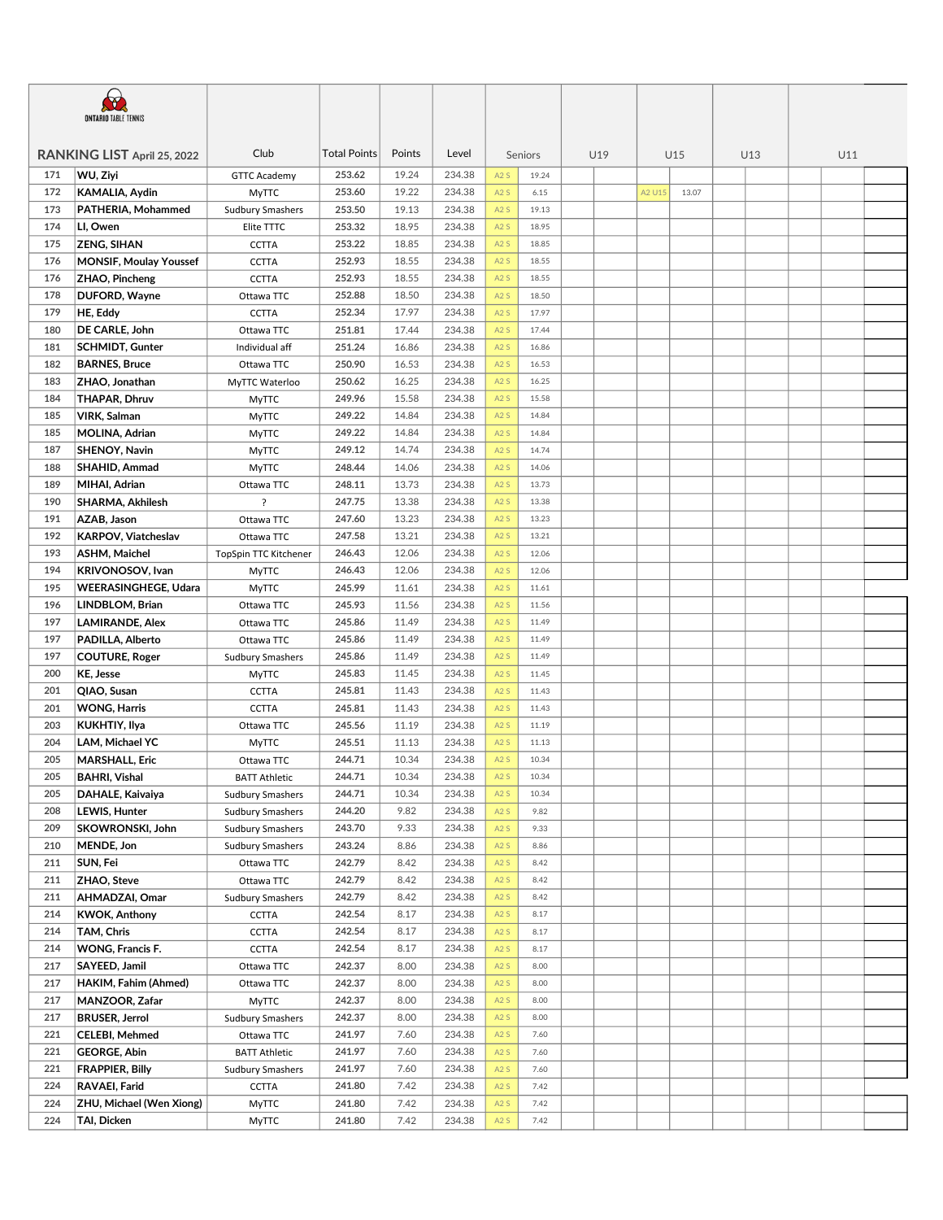ONTARIO TABLE TENNIS

| RANKING LIST April 25, 2022 | | Club | Total Points | Points | Level | Seniors | | U19 | | U15 | | U13 | | U11 | |
|---|---|---|---|---|---|---|---|---|---|---|---|---|---|---|---|
| 171 | WU, Ziyi | GTTC Academy | 253.62 | 19.24 | 234.38 | A2 S | 19.24 | | | | | | | | |
| 172 | KAMALIA, Aydin | MyTTC | 253.60 | 19.22 | 234.38 | A2 S | 6.15 | | | A2 U15 | 13.07 | | | | |
| 173 | PATHERIA, Mohammed | Sudbury Smashers | 253.50 | 19.13 | 234.38 | A2 S | 19.13 | | | | | | | | |
| 174 | LI, Owen | Elite TTTC | 253.32 | 18.95 | 234.38 | A2 S | 18.95 | | | | | | | | |
| 175 | ZENG, SIHAN | CCTTA | 253.22 | 18.85 | 234.38 | A2 S | 18.85 | | | | | | | | |
| 176 | MONSIF, Moulay Youssef | CCTTA | 252.93 | 18.55 | 234.38 | A2 S | 18.55 | | | | | | | | |
| 176 | ZHAO, Pincheng | CCTTA | 252.93 | 18.55 | 234.38 | A2 S | 18.55 | | | | | | | | |
| 178 | DUFORD, Wayne | Ottawa TTC | 252.88 | 18.50 | 234.38 | A2 S | 18.50 | | | | | | | | |
| 179 | HE, Eddy | CCTTA | 252.34 | 17.97 | 234.38 | A2 S | 17.97 | | | | | | | | |
| 180 | DE CARLE, John | Ottawa TTC | 251.81 | 17.44 | 234.38 | A2 S | 17.44 | | | | | | | | |
| 181 | SCHMIDT, Gunter | Individual aff | 251.24 | 16.86 | 234.38 | A2 S | 16.86 | | | | | | | | |
| 182 | BARNES, Bruce | Ottawa TTC | 250.90 | 16.53 | 234.38 | A2 S | 16.53 | | | | | | | | |
| 183 | ZHAO, Jonathan | MyTTC Waterloo | 250.62 | 16.25 | 234.38 | A2 S | 16.25 | | | | | | | | |
| 184 | THAPAR, Dhruv | MyTTC | 249.96 | 15.58 | 234.38 | A2 S | 15.58 | | | | | | | | |
| 185 | VIRK, Salman | MyTTC | 249.22 | 14.84 | 234.38 | A2 S | 14.84 | | | | | | | | |
| 185 | MOLINA, Adrian | MyTTC | 249.22 | 14.84 | 234.38 | A2 S | 14.84 | | | | | | | | |
| 187 | SHENOY, Navin | MyTTC | 249.12 | 14.74 | 234.38 | A2 S | 14.74 | | | | | | | | |
| 188 | SHAHID, Ammad | MyTTC | 248.44 | 14.06 | 234.38 | A2 S | 14.06 | | | | | | | | |
| 189 | MIHAI, Adrian | Ottawa TTC | 248.11 | 13.73 | 234.38 | A2 S | 13.73 | | | | | | | | |
| 190 | SHARMA, Akhilesh | ? | 247.75 | 13.38 | 234.38 | A2 S | 13.38 | | | | | | | | |
| 191 | AZAB, Jason | Ottawa TTC | 247.60 | 13.23 | 234.38 | A2 S | 13.23 | | | | | | | | |
| 192 | KARPOV, Viatcheslav | Ottawa TTC | 247.58 | 13.21 | 234.38 | A2 S | 13.21 | | | | | | | | |
| 193 | ASHM, Maichel | TopSpin TTC Kitchener | 246.43 | 12.06 | 234.38 | A2 S | 12.06 | | | | | | | | |
| 194 | KRIVONOSOV, Ivan | MyTTC | 246.43 | 12.06 | 234.38 | A2 S | 12.06 | | | | | | | | |
| 195 | WEERASINGHEGE, Udara | MyTTC | 245.99 | 11.61 | 234.38 | A2 S | 11.61 | | | | | | | | |
| 196 | LINDBLOM, Brian | Ottawa TTC | 245.93 | 11.56 | 234.38 | A2 S | 11.56 | | | | | | | | |
| 197 | LAMIRANDE, Alex | Ottawa TTC | 245.86 | 11.49 | 234.38 | A2 S | 11.49 | | | | | | | | |
| 197 | PADILLA, Alberto | Ottawa TTC | 245.86 | 11.49 | 234.38 | A2 S | 11.49 | | | | | | | | |
| 197 | COUTURE, Roger | Sudbury Smashers | 245.86 | 11.49 | 234.38 | A2 S | 11.49 | | | | | | | | |
| 200 | KE, Jesse | MyTTC | 245.83 | 11.45 | 234.38 | A2 S | 11.45 | | | | | | | | |
| 201 | QIAO, Susan | CCTTA | 245.81 | 11.43 | 234.38 | A2 S | 11.43 | | | | | | | | |
| 201 | WONG, Harris | CCTTA | 245.81 | 11.43 | 234.38 | A2 S | 11.43 | | | | | | | | |
| 203 | KUKHTIY, Ilya | Ottawa TTC | 245.56 | 11.19 | 234.38 | A2 S | 11.19 | | | | | | | | |
| 204 | LAM, Michael YC | MyTTC | 245.51 | 11.13 | 234.38 | A2 S | 11.13 | | | | | | | | |
| 205 | MARSHALL, Eric | Ottawa TTC | 244.71 | 10.34 | 234.38 | A2 S | 10.34 | | | | | | | | |
| 205 | BAHRI, Vishal | BATT Athletic | 244.71 | 10.34 | 234.38 | A2 S | 10.34 | | | | | | | | |
| 205 | DAHALE, Kaivaiya | Sudbury Smashers | 244.71 | 10.34 | 234.38 | A2 S | 10.34 | | | | | | | | |
| 208 | LEWIS, Hunter | Sudbury Smashers | 244.20 | 9.82 | 234.38 | A2 S | 9.82 | | | | | | | | |
| 209 | SKOWRONSKI, John | Sudbury Smashers | 243.70 | 9.33 | 234.38 | A2 S | 9.33 | | | | | | | | |
| 210 | MENDE, Jon | Sudbury Smashers | 243.24 | 8.86 | 234.38 | A2 S | 8.86 | | | | | | | | |
| 211 | SUN, Fei | Ottawa TTC | 242.79 | 8.42 | 234.38 | A2 S | 8.42 | | | | | | | | |
| 211 | ZHAO, Steve | Ottawa TTC | 242.79 | 8.42 | 234.38 | A2 S | 8.42 | | | | | | | | |
| 211 | AHMADZAI, Omar | Sudbury Smashers | 242.79 | 8.42 | 234.38 | A2 S | 8.42 | | | | | | | | |
| 214 | KWOK, Anthony | CCTTA | 242.54 | 8.17 | 234.38 | A2 S | 8.17 | | | | | | | | |
| 214 | TAM, Chris | CCTTA | 242.54 | 8.17 | 234.38 | A2 S | 8.17 | | | | | | | | |
| 214 | WONG, Francis F. | CCTTA | 242.54 | 8.17 | 234.38 | A2 S | 8.17 | | | | | | | | |
| 217 | SAYEED, Jamil | Ottawa TTC | 242.37 | 8.00 | 234.38 | A2 S | 8.00 | | | | | | | | |
| 217 | HAKIM, Fahim (Ahmed) | Ottawa TTC | 242.37 | 8.00 | 234.38 | A2 S | 8.00 | | | | | | | | |
| 217 | MANZOOR, Zafar | MyTTC | 242.37 | 8.00 | 234.38 | A2 S | 8.00 | | | | | | | | |
| 217 | BRUSER, Jerrol | Sudbury Smashers | 242.37 | 8.00 | 234.38 | A2 S | 8.00 | | | | | | | | |
| 221 | CELEBI, Mehmed | Ottawa TTC | 241.97 | 7.60 | 234.38 | A2 S | 7.60 | | | | | | | | |
| 221 | GEORGE, Abin | BATT Athletic | 241.97 | 7.60 | 234.38 | A2 S | 7.60 | | | | | | | | |
| 221 | FRAPPIER, Billy | Sudbury Smashers | 241.97 | 7.60 | 234.38 | A2 S | 7.60 | | | | | | | | |
| 224 | RAVAEI, Farid | CCTTA | 241.80 | 7.42 | 234.38 | A2 S | 7.42 | | | | | | | | |
| 224 | ZHU, Michael (Wen Xiong) | MyTTC | 241.80 | 7.42 | 234.38 | A2 S | 7.42 | | | | | | | | |
| 224 | TAI, Dicken | MyTTC | 241.80 | 7.42 | 234.38 | A2 S | 7.42 | | | | | | | | |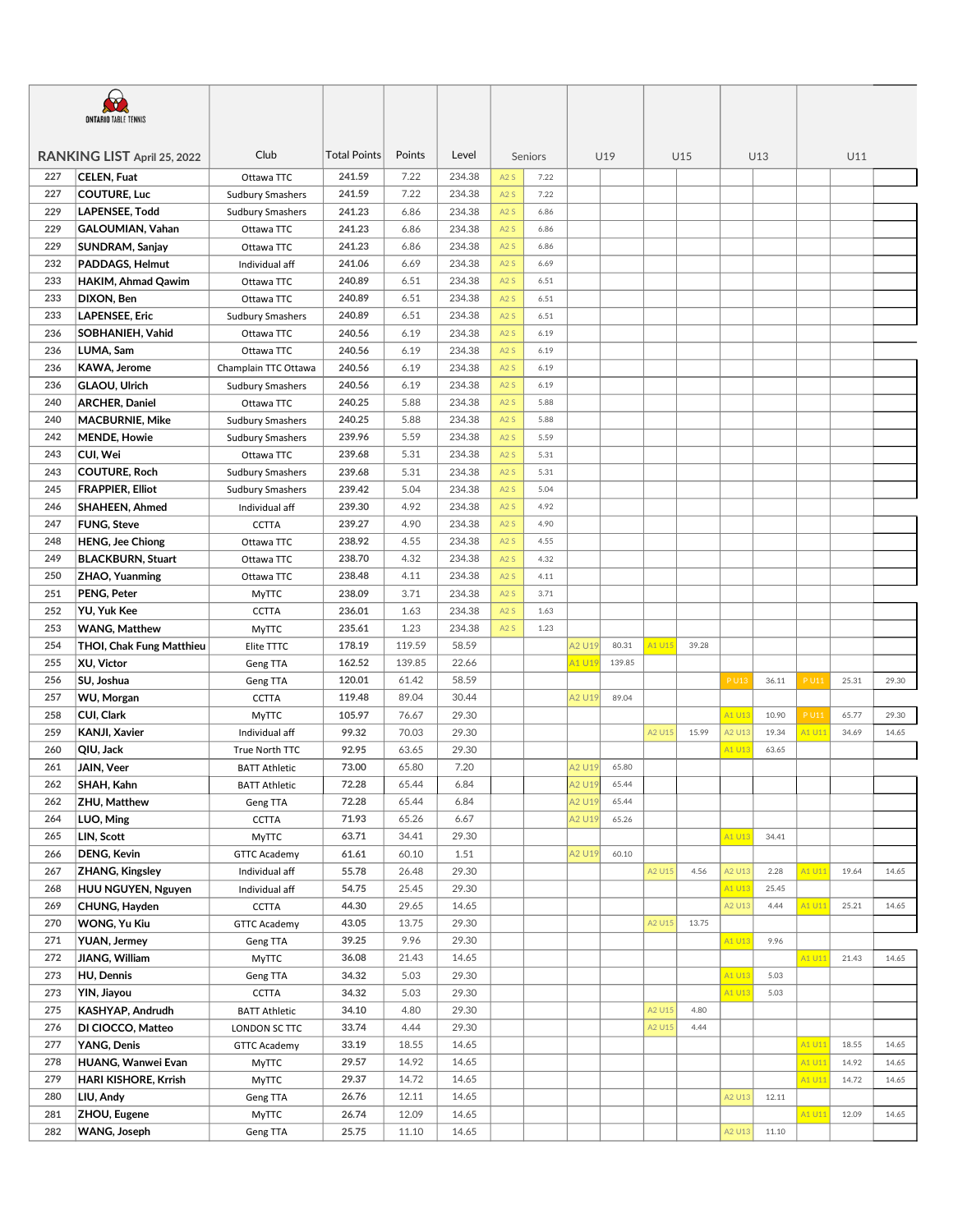ONTARIO TABLE TENNIS

# RANKING LIST April 25, 2022

| | | Club | Total Points | Points | Level | Seniors | | U19 | | U15 | | U13 | | U11 | | |
|---|---|---|---|---|---|---|---|---|---|---|---|---|---|---|---|---|
| 227 | CELEN, Fuat | Ottawa TTC | 241.59 | 7.22 | 234.38 | A2 S | 7.22 | | | | | | | | | |
| 227 | COUTURE, Luc | Sudbury Smashers | 241.59 | 7.22 | 234.38 | A2 S | 7.22 | | | | | | | | | |
| 229 | LAPENSEE, Todd | Sudbury Smashers | 241.23 | 6.86 | 234.38 | A2 S | 6.86 | | | | | | | | | |
| 229 | GALOUMIAN, Vahan | Ottawa TTC | 241.23 | 6.86 | 234.38 | A2 S | 6.86 | | | | | | | | | |
| 229 | SUNDRAM, Sanjay | Ottawa TTC | 241.23 | 6.86 | 234.38 | A2 S | 6.86 | | | | | | | | | |
| 232 | PADDAGS, Helmut | Individual aff | 241.06 | 6.69 | 234.38 | A2 S | 6.69 | | | | | | | | | |
| 233 | HAKIM, Ahmad Qawim | Ottawa TTC | 240.89 | 6.51 | 234.38 | A2 S | 6.51 | | | | | | | | | |
| 233 | DIXON, Ben | Ottawa TTC | 240.89 | 6.51 | 234.38 | A2 S | 6.51 | | | | | | | | | |
| 233 | LAPENSEE, Eric | Sudbury Smashers | 240.89 | 6.51 | 234.38 | A2 S | 6.51 | | | | | | | | | |
| 236 | SOBHANIEH, Vahid | Ottawa TTC | 240.56 | 6.19 | 234.38 | A2 S | 6.19 | | | | | | | | | |
| 236 | LUMA, Sam | Ottawa TTC | 240.56 | 6.19 | 234.38 | A2 S | 6.19 | | | | | | | | | |
| 236 | KAWA, Jerome | Champlain TTC Ottawa | 240.56 | 6.19 | 234.38 | A2 S | 6.19 | | | | | | | | | |
| 236 | GLAOU, Ulrich | Sudbury Smashers | 240.56 | 6.19 | 234.38 | A2 S | 6.19 | | | | | | | | | |
| 240 | ARCHER, Daniel | Ottawa TTC | 240.25 | 5.88 | 234.38 | A2 S | 5.88 | | | | | | | | | |
| 240 | MACBURNIE, Mike | Sudbury Smashers | 240.25 | 5.88 | 234.38 | A2 S | 5.88 | | | | | | | | | |
| 242 | MENDE, Howie | Sudbury Smashers | 239.96 | 5.59 | 234.38 | A2 S | 5.59 | | | | | | | | | |
| 243 | CUI, Wei | Ottawa TTC | 239.68 | 5.31 | 234.38 | A2 S | 5.31 | | | | | | | | | |
| 243 | COUTURE, Roch | Sudbury Smashers | 239.68 | 5.31 | 234.38 | A2 S | 5.31 | | | | | | | | | |
| 245 | FRAPPIER, Elliot | Sudbury Smashers | 239.42 | 5.04 | 234.38 | A2 S | 5.04 | | | | | | | | | |
| 246 | SHAHEEN, Ahmed | Individual aff | 239.30 | 4.92 | 234.38 | A2 S | 4.92 | | | | | | | | | |
| 247 | FUNG, Steve | CCTTA | 239.27 | 4.90 | 234.38 | A2 S | 4.90 | | | | | | | | | |
| 248 | HENG, Jee Chiong | Ottawa TTC | 238.92 | 4.55 | 234.38 | A2 S | 4.55 | | | | | | | | | |
| 249 | BLACKBURN, Stuart | Ottawa TTC | 238.70 | 4.32 | 234.38 | A2 S | 4.32 | | | | | | | | | |
| 250 | ZHAO, Yuanming | Ottawa TTC | 238.48 | 4.11 | 234.38 | A2 S | 4.11 | | | | | | | | | |
| 251 | PENG, Peter | MyTTC | 238.09 | 3.71 | 234.38 | A2 S | 3.71 | | | | | | | | | |
| 252 | YU, Yuk Kee | CCTTA | 236.01 | 1.63 | 234.38 | A2 S | 1.63 | | | | | | | | | |
| 253 | WANG, Matthew | MyTTC | 235.61 | 1.23 | 234.38 | A2 S | 1.23 | | | | | | | | | |
| 254 | THOI, Chak Fung Matthieu | Elite TTTC | 178.19 | 119.59 | 58.59 | | | A2 U19 | 80.31 | A1 U15 | 39.28 | | | | | |
| 255 | XU, Victor | Geng TTA | 162.52 | 139.85 | 22.66 | | | A1 U19 | 139.85 | | | | | | | |
| 256 | SU, Joshua | Geng TTA | 120.01 | 61.42 | 58.59 | | | | | | | P U13 | 36.11 | P U11 | 25.31 | 29.30 |
| 257 | WU, Morgan | CCTTA | 119.48 | 89.04 | 30.44 | | | A2 U19 | 89.04 | | | | | | | |
| 258 | CUI, Clark | MyTTC | 105.97 | 76.67 | 29.30 | | | | | | | A1 U13 | 10.90 | P U11 | 65.77 | 29.30 |
| 259 | KANJI, Xavier | Individual aff | 99.32 | 70.03 | 29.30 | | | | | A2 U15 | 15.99 | A2 U13 | 19.34 | A1 U11 | 34.69 | 14.65 |
| 260 | QIU, Jack | True North TTC | 92.95 | 63.65 | 29.30 | | | | | | | A1 U13 | 63.65 | | | |
| 261 | JAIN, Veer | BATT Athletic | 73.00 | 65.80 | 7.20 | | | A2 U19 | 65.80 | | | | | | | |
| 262 | SHAH, Kahn | BATT Athletic | 72.28 | 65.44 | 6.84 | | | A2 U19 | 65.44 | | | | | | | |
| 262 | ZHU, Matthew | Geng TTA | 72.28 | 65.44 | 6.84 | | | A2 U19 | 65.44 | | | | | | | |
| 264 | LUO, Ming | CCTTA | 71.93 | 65.26 | 6.67 | | | A2 U19 | 65.26 | | | | | | | |
| 265 | LIN, Scott | MyTTC | 63.71 | 34.41 | 29.30 | | | | | | | A1 U13 | 34.41 | | | |
| 266 | DENG, Kevin | GTTC Academy | 61.61 | 60.10 | 1.51 | | | A2 U19 | 60.10 | | | | | | | |
| 267 | ZHANG, Kingsley | Individual aff | 55.78 | 26.48 | 29.30 | | | | | A2 U15 | 4.56 | A2 U13 | 2.28 | A1 U11 | 19.64 | 14.65 |
| 268 | HUU NGUYEN, Nguyen | Individual aff | 54.75 | 25.45 | 29.30 | | | | | | | A1 U13 | 25.45 | | | |
| 269 | CHUNG, Hayden | CCTTA | 44.30 | 29.65 | 14.65 | | | | | | | A2 U13 | 4.44 | A1 U11 | 25.21 | 14.65 |
| 270 | WONG, Yu Kiu | GTTC Academy | 43.05 | 13.75 | 29.30 | | | | | A2 U15 | 13.75 | | | | | |
| 271 | YUAN, Jermey | Geng TTA | 39.25 | 9.96 | 29.30 | | | | | | | A1 U13 | 9.96 | | | |
| 272 | JIANG, William | MyTTC | 36.08 | 21.43 | 14.65 | | | | | | | | | A1 U11 | 21.43 | 14.65 |
| 273 | HU, Dennis | Geng TTA | 34.32 | 5.03 | 29.30 | | | | | | | A1 U13 | 5.03 | | | |
| 273 | YIN, Jiayou | CCTTA | 34.32 | 5.03 | 29.30 | | | | | | | A1 U13 | 5.03 | | | |
| 275 | KASHYAP, Andrudh | BATT Athletic | 34.10 | 4.80 | 29.30 | | | | | A2 U15 | 4.80 | | | | | |
| 276 | DI CIOCCO, Matteo | LONDON SC TTC | 33.74 | 4.44 | 29.30 | | | | | A2 U15 | 4.44 | | | | | |
| 277 | YANG, Denis | GTTC Academy | 33.19 | 18.55 | 14.65 | | | | | | | | | A1 U11 | 18.55 | 14.65 |
| 278 | HUANG, Wanwei Evan | MyTTC | 29.57 | 14.92 | 14.65 | | | | | | | | | A1 U11 | 14.92 | 14.65 |
| 279 | HARI KISHORE, Krrish | MyTTC | 29.37 | 14.72 | 14.65 | | | | | | | | | A1 U11 | 14.72 | 14.65 |
| 280 | LIU, Andy | Geng TTA | 26.76 | 12.11 | 14.65 | | | | | | | A2 U13 | 12.11 | | | |
| 281 | ZHOU, Eugene | MyTTC | 26.74 | 12.09 | 14.65 | | | | | | | | | A1 U11 | 12.09 | 14.65 |
| 282 | WANG, Joseph | Geng TTA | 25.75 | 11.10 | 14.65 | | | | | | | A2 U13 | 11.10 | | | |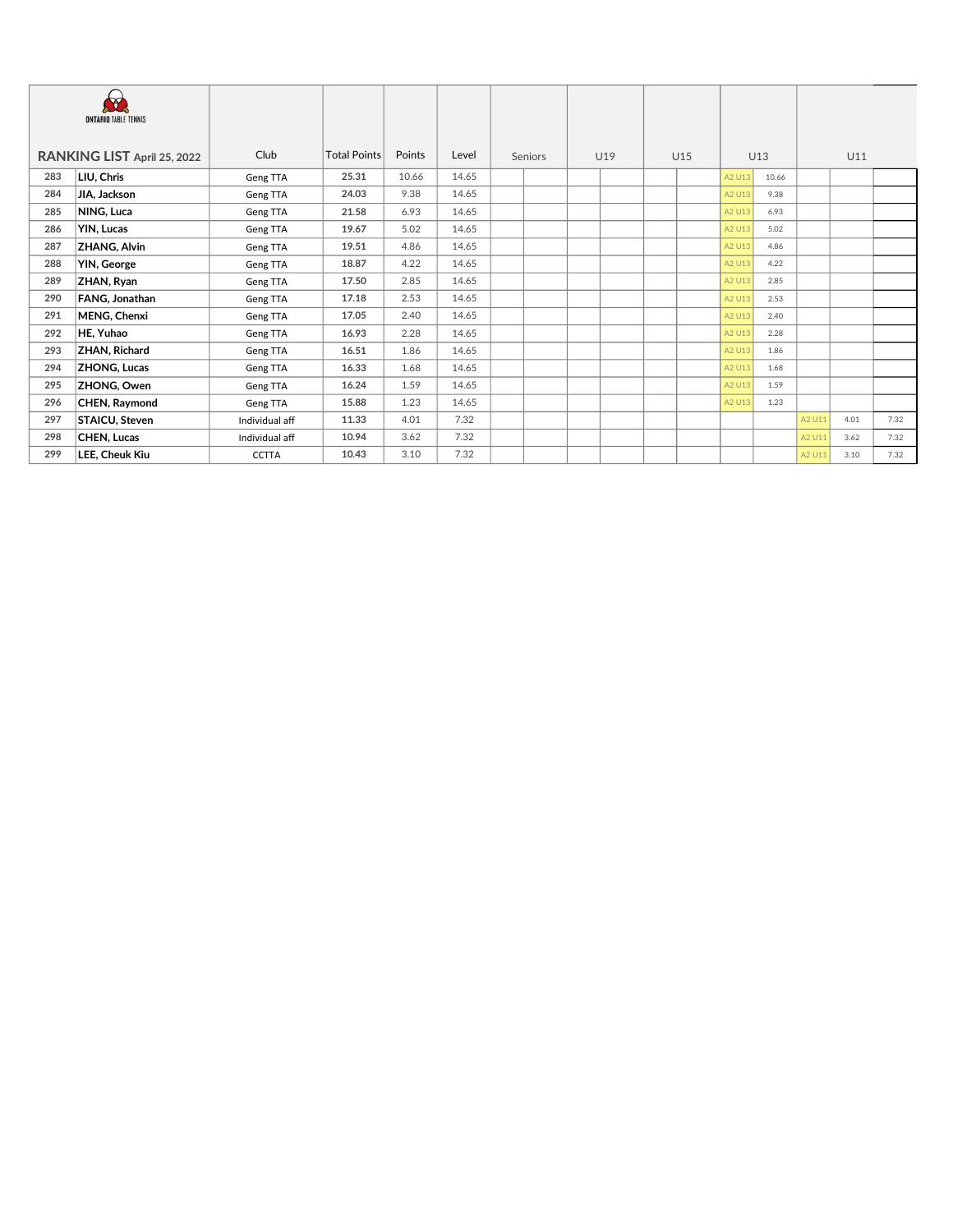| | | Club | Total Points | Points | Level | Seniors | | U19 | | U15 | | U13 | | U11 | | |
|---|---|---|---|---|---|---|---|---|---|---|---|---|---|---|---|---|
| ONTARIO TABLE TENNIS RANKING LIST April 25, 2022 | | | | | | | | | | | | | | | | |
| 283 | LIU, Chris | Geng TTA | 25.31 | 10.66 | 14.65 | | | | | | | A2 U13 | 10.66 | | | |
| 284 | JIA, Jackson | Geng TTA | 24.03 | 9.38 | 14.65 | | | | | | | A2 U13 | 9.38 | | | |
| 285 | NING, Luca | Geng TTA | 21.58 | 6.93 | 14.65 | | | | | | | A2 U13 | 6.93 | | | |
| 286 | YIN, Lucas | Geng TTA | 19.67 | 5.02 | 14.65 | | | | | | | A2 U13 | 5.02 | | | |
| 287 | ZHANG, Alvin | Geng TTA | 19.51 | 4.86 | 14.65 | | | | | | | A2 U13 | 4.86 | | | |
| 288 | YIN, George | Geng TTA | 18.87 | 4.22 | 14.65 | | | | | | | A2 U13 | 4.22 | | | |
| 289 | ZHAN, Ryan | Geng TTA | 17.50 | 2.85 | 14.65 | | | | | | | A2 U13 | 2.85 | | | |
| 290 | FANG, Jonathan | Geng TTA | 17.18 | 2.53 | 14.65 | | | | | | | A2 U13 | 2.53 | | | |
| 291 | MENG, Chenxi | Geng TTA | 17.05 | 2.40 | 14.65 | | | | | | | A2 U13 | 2.40 | | | |
| 292 | HE, Yuhao | Geng TTA | 16.93 | 2.28 | 14.65 | | | | | | | A2 U13 | 2.28 | | | |
| 293 | ZHAN, Richard | Geng TTA | 16.51 | 1.86 | 14.65 | | | | | | | A2 U13 | 1.86 | | | |
| 294 | ZHONG, Lucas | Geng TTA | 16.33 | 1.68 | 14.65 | | | | | | | A2 U13 | 1.68 | | | |
| 295 | ZHONG, Owen | Geng TTA | 16.24 | 1.59 | 14.65 | | | | | | | A2 U13 | 1.59 | | | |
| 296 | CHEN, Raymond | Geng TTA | 15.88 | 1.23 | 14.65 | | | | | | | A2 U13 | 1.23 | | | |
| 297 | STAICU, Steven | Individual aff | 11.33 | 4.01 | 7.32 | | | | | | | | | A2 U11 | 4.01 | 7.32 |
| 298 | CHEN, Lucas | Individual aff | 10.94 | 3.62 | 7.32 | | | | | | | | | A2 U11 | 3.62 | 7.32 |
| 299 | LEE, Cheuk Kiu | CCTTA | 10.43 | 3.10 | 7.32 | | | | | | | | | A2 U11 | 3.10 | 7.32 |